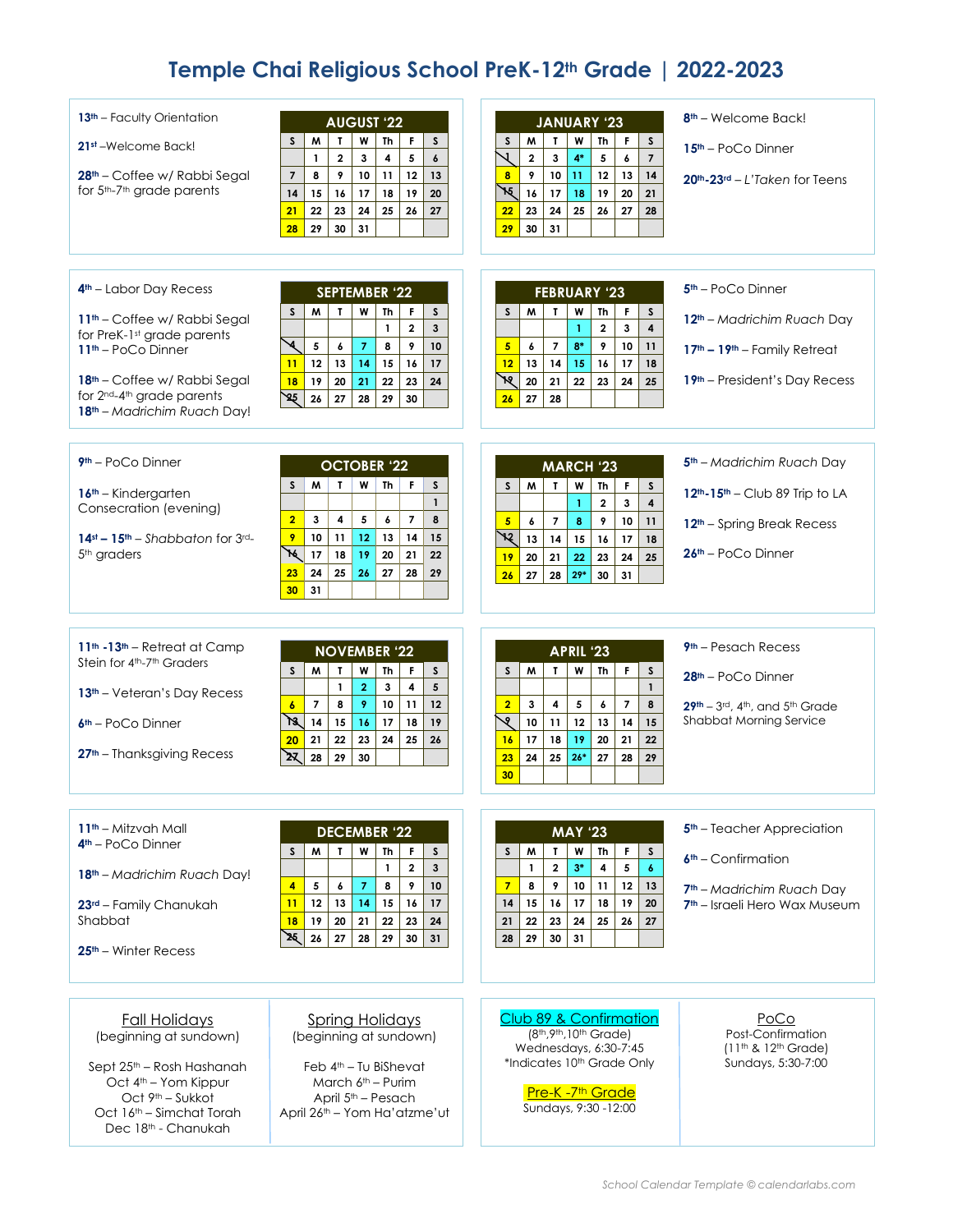# Temple Chai Religious School PreK-12th Grade | 2022-2023

**13th** – Faculty Orientation

**21st** –Welcome Back!

**28th** – Coffee w/ Rabbi Segal for 5th-7th grade parents

| AUGUST '22 | | | | | | |
|---|---|---|---|---|---|---|
| S | M | T | W | Th | F | S |
| | 1 | 2 | 3 | 4 | 5 | 6 |
| 7 | 8 | 9 | 10 | 11 | 12 | 13 |
| 14 | 15 | 16 | 17 | 18 | 19 | 20 |
| 21 | 22 | 23 | 24 | 25 | 26 | 27 |
| 28 | 29 | 30 | 31 | | | |

| JANUARY '23 | | | | | | |
|---|---|---|---|---|---|---|
| S | M | T | W | Th | F | S |
| 1 | 2 | 3 | 4* | 5 | 6 | 7 |
| 8 | 9 | 10 | 11 | 12 | 13 | 14 |
| 15 | 16 | 17 | 18 | 19 | 20 | 21 |
| 22 | 23 | 24 | 25 | 26 | 27 | 28 |
| 29 | 30 | 31 | | | | |

**8th** – Welcome Back!

**15th** – PoCo Dinner

**20th-23rd** – *L'Taken* for Teens

**4th** – Labor Day Recess

**11th** – Coffee w/ Rabbi Segal for PreK-1st grade parents
**11th** – PoCo Dinner

**18th** – Coffee w/ Rabbi Segal for 2nd-4th grade parents
**18th** – *Madrichim Ruach* Day!

| SEPTEMBER '22 | | | | | | |
|---|---|---|---|---|---|---|
| S | M | T | W | Th | F | S |
| | | | | 1 | 2 | 3 |
| 4 | 5 | 6 | 7 | 8 | 9 | 10 |
| 11 | 12 | 13 | 14 | 15 | 16 | 17 |
| 18 | 19 | 20 | 21 | 22 | 23 | 24 |
| 25 | 26 | 27 | 28 | 29 | 30 | |

| FEBRUARY '23 | | | | | | |
|---|---|---|---|---|---|---|
| S | M | T | W | Th | F | S |
| | | | 1 | 2 | 3 | 4 |
| 5 | 6 | 7 | 8* | 9 | 10 | 11 |
| 12 | 13 | 14 | 15 | 16 | 17 | 18 |
| 19 | 20 | 21 | 22 | 23 | 24 | 25 |
| 26 | 27 | 28 | | | | |

**5th** – PoCo Dinner

**12th** – *Madrichim Ruach* Day

**17th – 19th** – Family Retreat

**19th** – President's Day Recess

**9th** – PoCo Dinner

**16th** – Kindergarten Consecration (evening)

**14st – 15th** – *Shabbaton* for 3rd-5th graders

| OCTOBER '22 | | | | | | |
|---|---|---|---|---|---|---|
| S | M | T | W | Th | F | S |
| | | | | | | 1 |
| 2 | 3 | 4 | 5 | 6 | 7 | 8 |
| 9 | 10 | 11 | 12 | 13 | 14 | 15 |
| 16 | 17 | 18 | 19 | 20 | 21 | 22 |
| 23 | 24 | 25 | 26 | 27 | 28 | 29 |
| 30 | 31 | | | | | |

| MARCH '23 | | | | | | |
|---|---|---|---|---|---|---|
| S | M | T | W | Th | F | S |
| | | | 1 | 2 | 3 | 4 |
| 5 | 6 | 7 | 8 | 9 | 10 | 11 |
| 12 | 13 | 14 | 15 | 16 | 17 | 18 |
| 19 | 20 | 21 | 22 | 23 | 24 | 25 |
| 26 | 27 | 28 | 29* | 30 | 31 | |

**5th** – *Madrichim Ruach* Day

**12th-15th** – Club 89 Trip to LA

**12th** – Spring Break Recess

**26th** – PoCo Dinner

**11th -13th** – Retreat at Camp Stein for 4th-7th Graders

**13th** – Veteran's Day Recess

**6th** – PoCo Dinner

**27th** – Thanksgiving Recess

| NOVEMBER '22 | | | | | | |
|---|---|---|---|---|---|---|
| S | M | T | W | Th | F | S |
| | | 1 | 2 | 3 | 4 | 5 |
| 6 | 7 | 8 | 9 | 10 | 11 | 12 |
| 13 | 14 | 15 | 16 | 17 | 18 | 19 |
| 20 | 21 | 22 | 23 | 24 | 25 | 26 |
| 27 | 28 | 29 | 30 | | | |

| APRIL '23 | | | | | | |
|---|---|---|---|---|---|---|
| S | M | T | W | Th | F | S |
| | | | | | | 1 |
| 2 | 3 | 4 | 5 | 6 | 7 | 8 |
| 9 | 10 | 11 | 12 | 13 | 14 | 15 |
| 16 | 17 | 18 | 19 | 20 | 21 | 22 |
| 23 | 24 | 25 | 26* | 27 | 28 | 29 |
| 30 | | | | | | |

**9th** – Pesach Recess

**28th** – PoCo Dinner

**29th** – 3rd, 4th, and 5th Grade Shabbat Morning Service

**11th** – Mitzvah Mall
**4th** – PoCo Dinner

**18th** – *Madrichim Ruach* Day!

**23rd** – Family Chanukah Shabbat

**25th** – Winter Recess

| DECEMBER '22 | | | | | | |
|---|---|---|---|---|---|---|
| S | M | T | W | Th | F | S |
| | | | | 1 | 2 | 3 |
| 4 | 5 | 6 | 7 | 8 | 9 | 10 |
| 11 | 12 | 13 | 14 | 15 | 16 | 17 |
| 18 | 19 | 20 | 21 | 22 | 23 | 24 |
| 25 | 26 | 27 | 28 | 29 | 30 | 31 |

| MAY '23 | | | | | | |
|---|---|---|---|---|---|---|
| S | M | T | W | Th | F | S |
| | 1 | 2 | 3* | 4 | 5 | 6 |
| 7 | 8 | 9 | 10 | 11 | 12 | 13 |
| 14 | 15 | 16 | 17 | 18 | 19 | 20 |
| 21 | 22 | 23 | 24 | 25 | 26 | 27 |
| 28 | 29 | 30 | 31 | | | |

**5th** – Teacher Appreciation

**6th** – Confirmation

**7th** – *Madrichim Ruach* Day
**7th** – Israeli Hero Wax Museum

### Fall Holidays
(beginning at sundown)

Sept 25th – Rosh Hashanah
Oct 4th – Yom Kippur
Oct 9th – Sukkot
Oct 16th – Simchat Torah
Dec 18th - Chanukah

### Spring Holidays
(beginning at sundown)

Feb 4th – Tu BiShevat
March 6th – Purim
April 5th – Pesach
April 26th – Yom Ha'atzme'ut

### Club 89 & Confirmation
(8th,9th,10th Grade)
Wednesdays, 6:30-7:45
*Indicates 10th Grade Only

### Pre-K -7th Grade
Sundays, 9:30 -12:00

### PoCo
Post-Confirmation
(11th & 12th Grade)
Sundays, 5:30-7:00

*School Calendar Template © calendarlabs.com*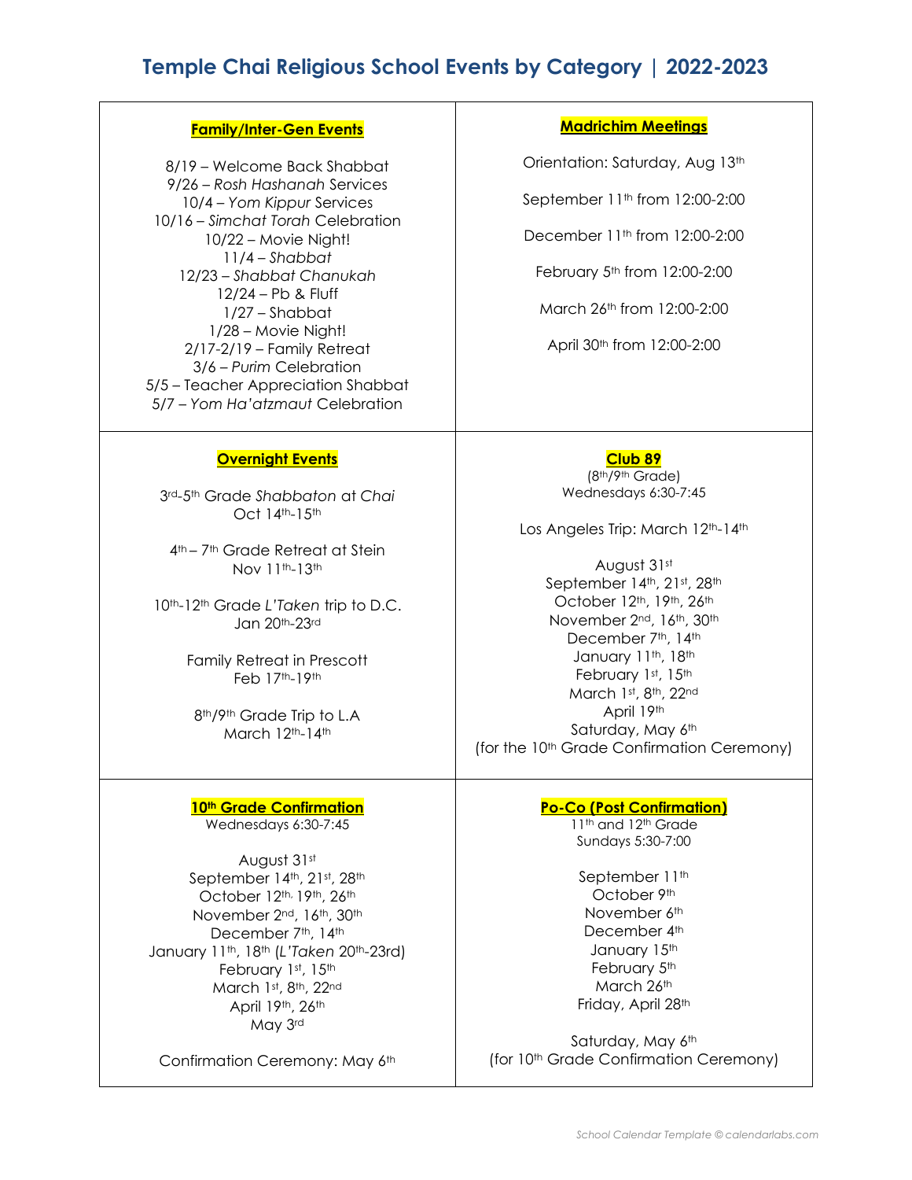# Temple Chai Religious School Events by Category | 2022-2023

## Family/Inter-Gen Events

8/19 – Welcome Back Shabbat
9/26 – *Rosh Hashanah* Services
10/4 – *Yom Kippur* Services
10/16 – *Simchat Torah* Celebration
10/22 – Movie Night!
11/4 – *Shabbat*
12/23 – *Shabbat Chanukah*
12/24 – Pb & Fluff
1/27 – Shabbat
1/28 – Movie Night!
2/17-2/19 – Family Retreat
3/6 – *Purim* Celebration
5/5 – Teacher Appreciation Shabbat
5/7 – *Yom Ha'atzmaut* Celebration

## Madrichim Meetings

Orientation: Saturday, Aug 13th

September 11th from 12:00-2:00

December 11th from 12:00-2:00

February 5th from 12:00-2:00

March 26th from 12:00-2:00

April 30th from 12:00-2:00

## Overnight Events

3rd-5th Grade *Shabbaton* at *Chai*
Oct 14th-15th

4th – 7th Grade Retreat at Stein
Nov 11th-13th

10th-12th Grade *L'Taken* trip to D.C.
Jan 20th-23rd

Family Retreat in Prescott
Feb 17th-19th

8th/9th Grade Trip to L.A
March 12th-14th

## Club 89

(8th/9th Grade)
Wednesdays 6:30-7:45

Los Angeles Trip: March 12th-14th

August 31st
September 14th, 21st, 28th
October 12th, 19th, 26th
November 2nd, 16th, 30th
December 7th, 14th
January 11th, 18th
February 1st, 15th
March 1st, 8th, 22nd
April 19th
Saturday, May 6th
(for the 10th Grade Confirmation Ceremony)

## 10th Grade Confirmation

Wednesdays 6:30-7:45

August 31st
September 14th, 21st, 28th
October 12th, 19th, 26th
November 2nd, 16th, 30th
December 7th, 14th
January 11th, 18th (*L'Taken* 20th-23rd)
February 1st, 15th
March 1st, 8th, 22nd
April 19th, 26th
May 3rd

Confirmation Ceremony: May 6th

## Po-Co (Post Confirmation)

11th and 12th Grade
Sundays 5:30-7:00

September 11th
October 9th
November 6th
December 4th
January 15th
February 5th
March 26th
Friday, April 28th

Saturday, May 6th
(for 10th Grade Confirmation Ceremony)